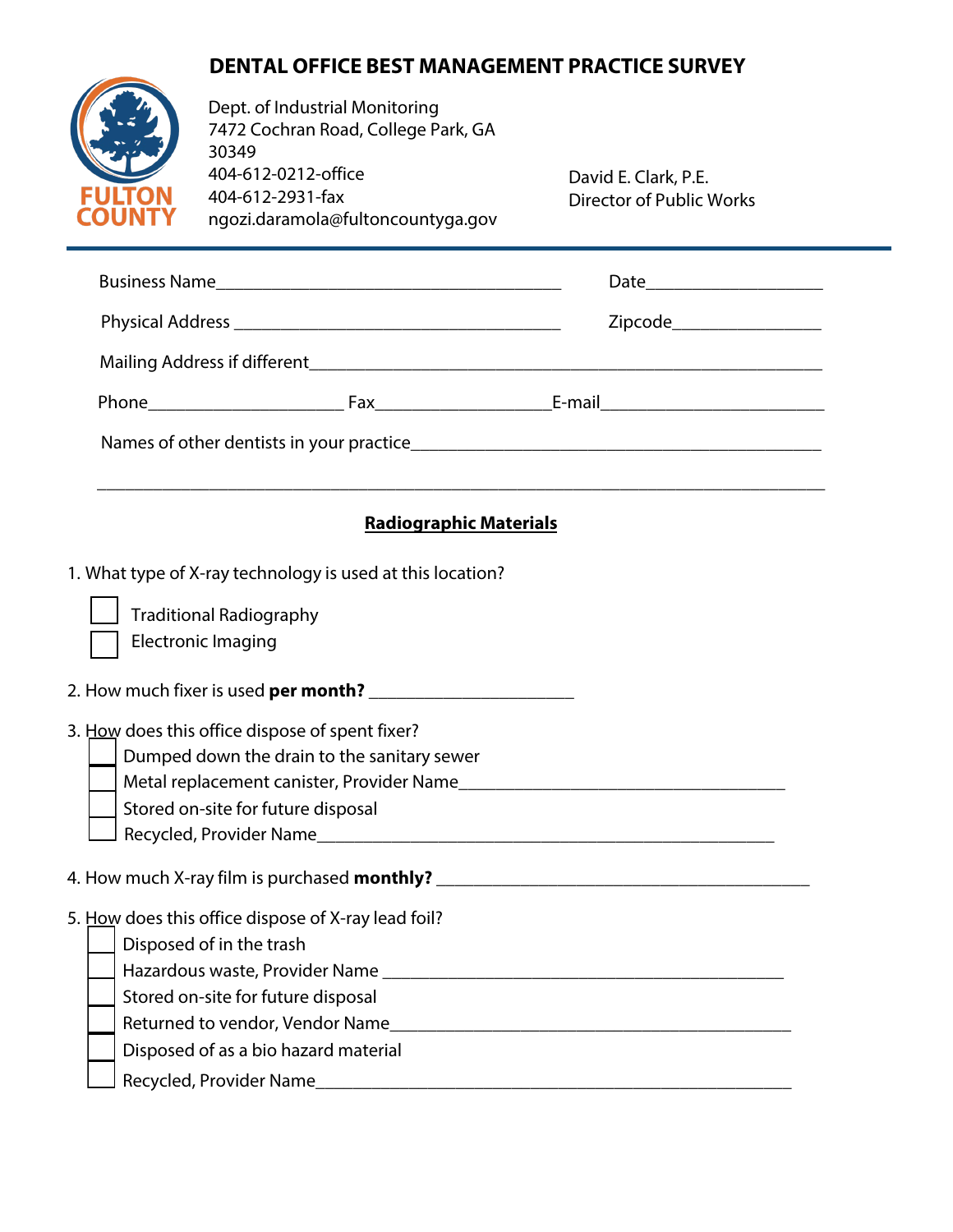# DENTAL OFFICE BEST MANAGEMENT PRACTICE SURVEY

FULTON COUNTY

Dept. of Industrial Monitoring
7472 Cochran Road, College Park, GA 30349
404-612-0212-office
404-612-2931-fax
ngozi.daramola@fultoncountyga.gov

David E. Clark, P.E.
Director of Public Works

---

Business Name_______________________________________ Date___________________

Physical Address ____________________________________ Zipcode________________

Mailing Address if different_________________________________________________________

Phone_____________________ Fax___________________E-mail________________________

Names of other dentists in your practice_______________________________________________

_____________________________________________________________________________

## Radiographic Materials

1. What type of X-ray technology is used at this location?

- ☐ Traditional Radiography
- ☐ Electronic Imaging

2. How much fixer is used **per month?** ______________________

3. How does this office dispose of spent fixer?

- ☐ Dumped down the drain to the sanitary sewer
- ☐ Metal replacement canister, Provider Name____________________________________
- ☐ Stored on-site for future disposal
- ☐ Recycled, Provider Name____________________________________________________

4. How much X-ray film is purchased **monthly?** __________________________________________

5. How does this office dispose of X-ray lead foil?

- ☐ Disposed of in the trash
- ☐ Hazardous waste, Provider Name ____________________________________________
- ☐ Stored on-site for future disposal
- ☐ Returned to vendor, Vendor Name____________________________________________
- ☐ Disposed of as a bio hazard material
- ☐ Recycled, Provider Name____________________________________________________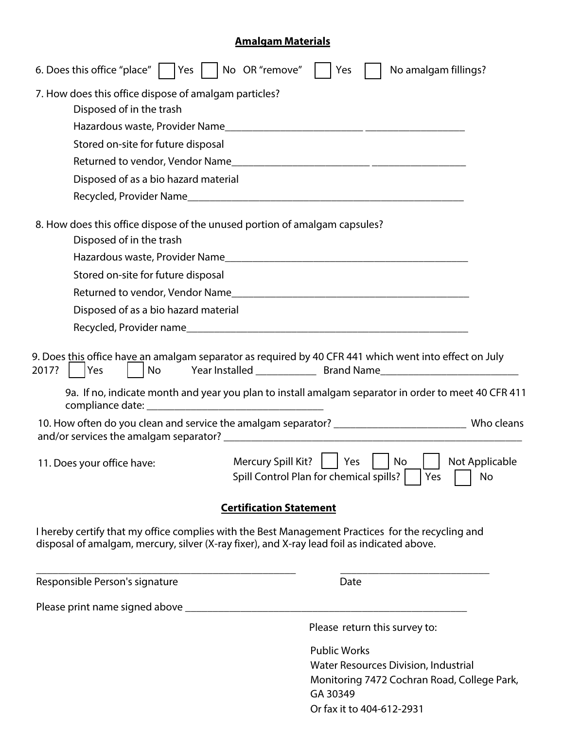## Amalgam Materials

6. Does this office "place" ☐ Yes ☐ No OR "remove" ☐ Yes ☐ No amalgam fillings?

7. How does this office dispose of amalgam particles?
   - Disposed of in the trash
   - Hazardous waste, Provider Name_________________________ _________________
   - Stored on-site for future disposal
   - Returned to vendor, Vendor Name_________________________ _______________
   - Disposed of as a bio hazard material
   - Recycled, Provider Name___________________________________________________

8. How does this office dispose of the unused portion of amalgam capsules?
   - Disposed of in the trash
   - Hazardous waste, Provider Name____________________________________________
   - Stored on-site for future disposal
   - Returned to vendor, Vendor Name___________________________________________
   - Disposed of as a bio hazard material
   - Recycled, Provider name___________________________________________________

9. Does this office have an amalgam separator as required by 40 CFR 441 which went into effect on July 2017? ☐ Yes ☐ No Year Installed ___________ Brand Name_________________________

   9a. If no, indicate month and year you plan to install amalgam separator in order to meet 40 CFR 411 compliance date: ________________________________

10. How often do you clean and service the amalgam separator? ________________________ Who cleans and/or services the amalgam separator? ________________________________________________

11. Does your office have: Mercury Spill Kit? ☐ Yes ☐ No ☐ Not Applicable
    Spill Control Plan for chemical spills? ☐ Yes ☐ No

## Certification Statement

I hereby certify that my office complies with the Best Management Practices for the recycling and disposal of amalgam, mercury, silver (X-ray fixer), and X-ray lead foil as indicated above.

_______________________________________________ ____________________________

Responsible Person's signature Date

Please print name signed above ____________________________________________________

Please return this survey to:

Public Works
Water Resources Division, Industrial Monitoring 7472 Cochran Road, College Park, GA 30349
Or fax it to 404-612-2931